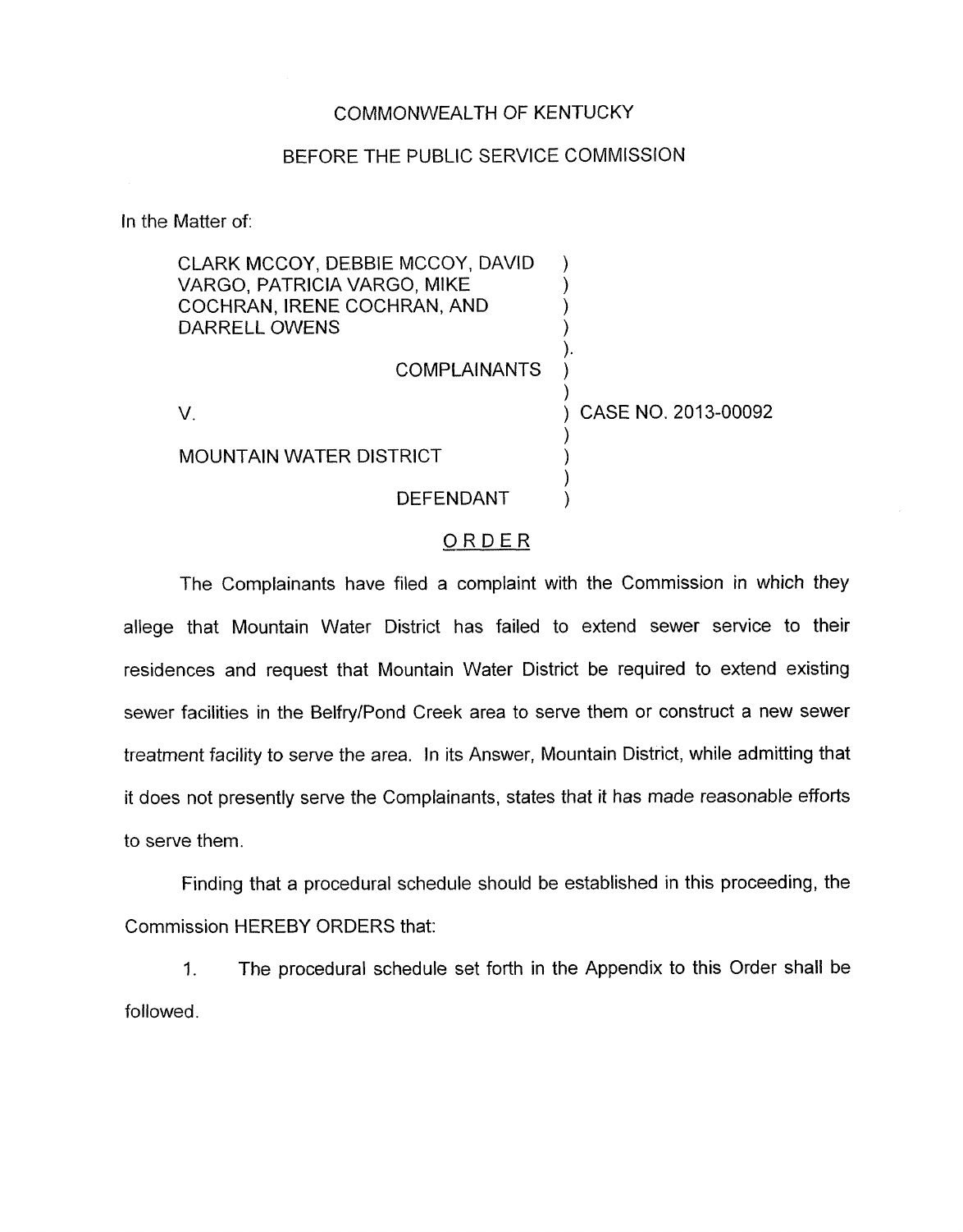COMMONWEALTH OF KENTUCKY

BEFORE THE PUBLIC SERVICE COMMISSION

In the Matter of:

| | |
|---|---|
| CLARK MCCOY, DEBBIE MCCOY, DAVID VARGO, PATRICIA VARGO, MIKE COCHRAN, IRENE COCHRAN, AND DARRELL OWENS | ) |
| COMPLAINANTS | ) |
| V. | ) CASE NO. 2013-00092 |
| MOUNTAIN WATER DISTRICT | ) |
| DEFENDANT | ) |

## ORDER

The Complainants have filed a complaint with the Commission in which they allege that Mountain Water District has failed to extend sewer service to their residences and request that Mountain Water District be required to extend existing sewer facilities in the Belfry/Pond Creek area to serve them or construct a new sewer treatment facility to serve the area. In its Answer, Mountain District, while admitting that it does not presently serve the Complainants, states that it has made reasonable efforts to serve them.

Finding that a procedural schedule should be established in this proceeding, the Commission HEREBY ORDERS that:

1. The procedural schedule set forth in the Appendix to this Order shall be followed.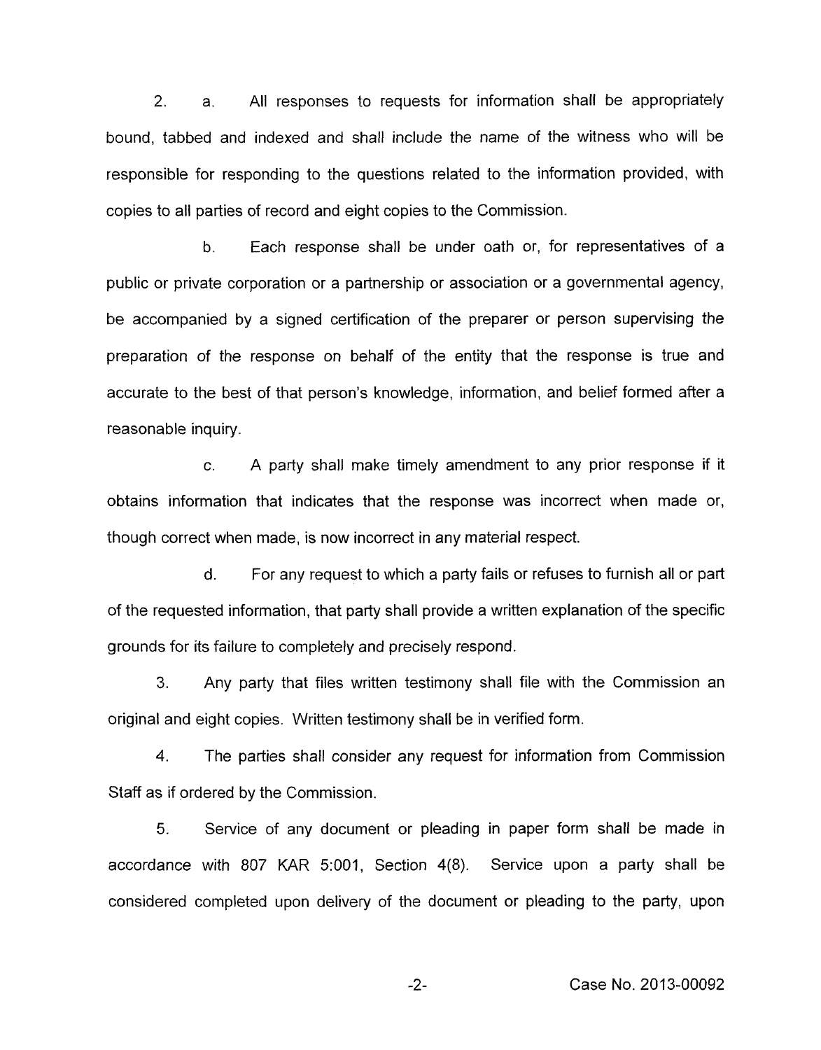2. a. All responses to requests for information shall be appropriately bound, tabbed and indexed and shall include the name of the witness who will be responsible for responding to the questions related to the information provided, with copies to all parties of record and eight copies to the Commission.

b. Each response shall be under oath or, for representatives of a public or private corporation or a partnership or association or a governmental agency, be accompanied by a signed certification of the preparer or person supervising the preparation of the response on behalf of the entity that the response is true and accurate to the best of that person's knowledge, information, and belief formed after a reasonable inquiry.

c. A party shall make timely amendment to any prior response if it obtains information that indicates that the response was incorrect when made or, though correct when made, is now incorrect in any material respect.

d. For any request to which a party fails or refuses to furnish all or part of the requested information, that party shall provide a written explanation of the specific grounds for its failure to completely and precisely respond.

3. Any party that files written testimony shall file with the Commission an original and eight copies. Written testimony shall be in verified form.

4. The parties shall consider any request for information from Commission Staff as if ordered by the Commission.

5. Service of any document or pleading in paper form shall be made in accordance with 807 KAR 5:001, Section 4(8). Service upon a party shall be considered completed upon delivery of the document or pleading to the party, upon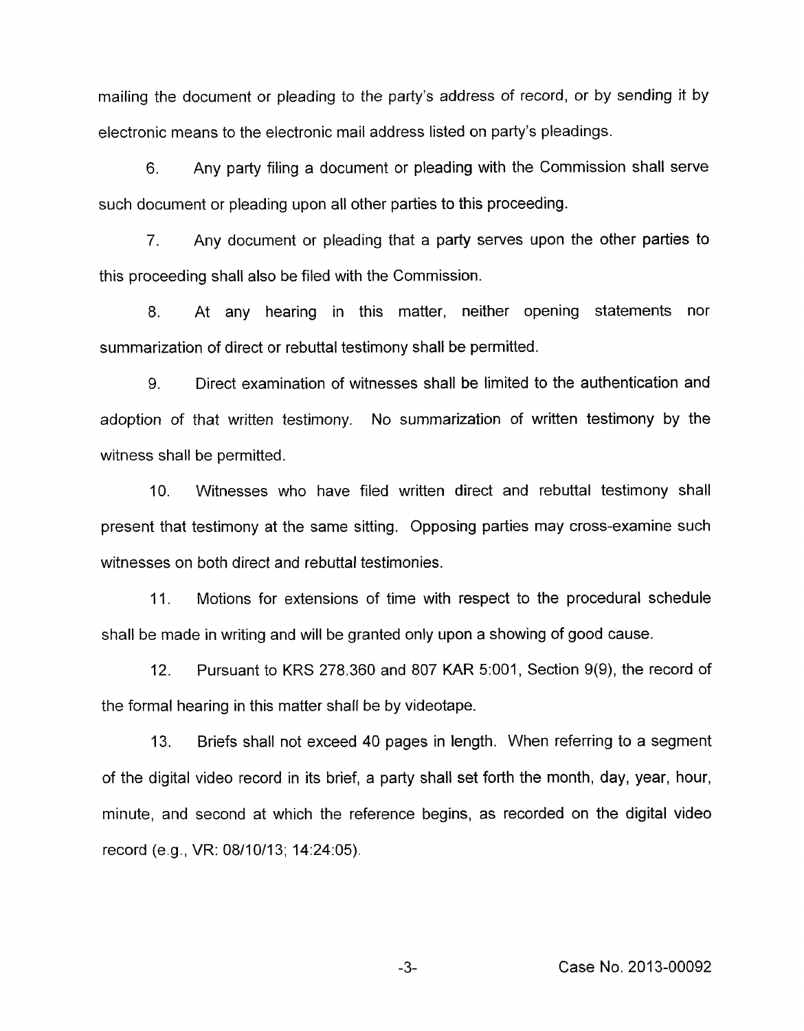mailing the document or pleading to the party's address of record, or by sending it by electronic means to the electronic mail address listed on party's pleadings.

6. Any party filing a document or pleading with the Commission shall serve such document or pleading upon all other parties to this proceeding.

7. Any document or pleading that a party serves upon the other parties to this proceeding shall also be filed with the Commission.

8. At any hearing in this matter, neither opening statements nor summarization of direct or rebuttal testimony shall be permitted.

9. Direct examination of witnesses shall be limited to the authentication and adoption of that written testimony. No summarization of written testimony by the witness shall be permitted.

10. Witnesses who have filed written direct and rebuttal testimony shall present that testimony at the same sitting. Opposing parties may cross-examine such witnesses on both direct and rebuttal testimonies.

11. Motions for extensions of time with respect to the procedural schedule shall be made in writing and will be granted only upon a showing of good cause.

12. Pursuant to KRS 278.360 and 807 KAR 5:001, Section 9(9), the record of the formal hearing in this matter shall be by videotape.

13. Briefs shall not exceed 40 pages in length. When referring to a segment of the digital video record in its brief, a party shall set forth the month, day, year, hour, minute, and second at which the reference begins, as recorded on the digital video record (e.g., VR: 08/10/13; 14:24:05).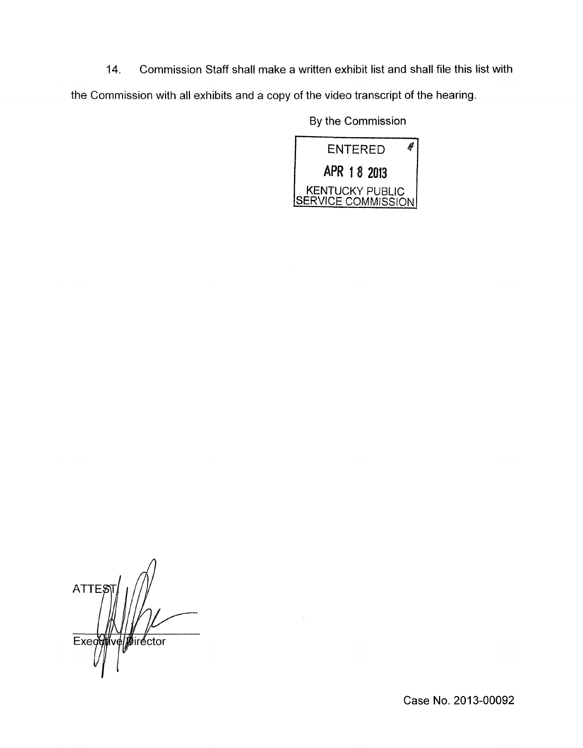14. Commission Staff shall make a written exhibit list and shall file this list with the Commission with all exhibits and a copy of the video transcript of the hearing.

By the Commission

ENTERED

APR 18 2013

KENTUCKY PUBLIC SERVICE COMMISSION

ATTEST

Executive Director

Case No. 2013-00092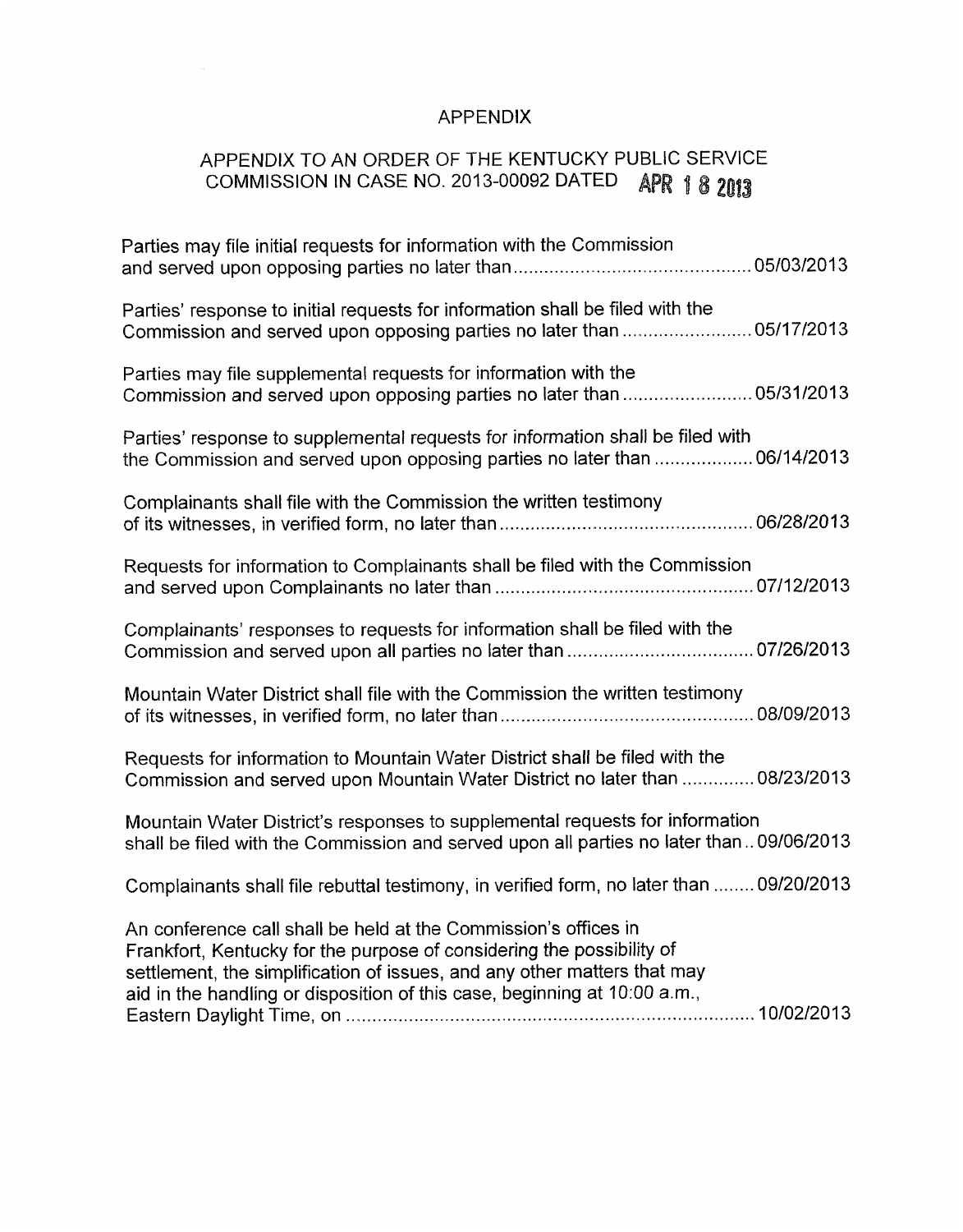# APPENDIX

## APPENDIX TO AN ORDER OF THE KENTUCKY PUBLIC SERVICE COMMISSION IN CASE NO. 2013-00092 DATED APR 18 2013

Parties may file initial requests for information with the Commission and served upon opposing parties no later than .............................................. 05/03/2013

Parties' response to initial requests for information shall be filed with the Commission and served upon opposing parties no later than ......................... 05/17/2013

Parties may file supplemental requests for information with the Commission and served upon opposing parties no later than ......................... 05/31/2013

Parties' response to supplemental requests for information shall be filed with the Commission and served upon opposing parties no later than ................... 06/14/2013

Complainants shall file with the Commission the written testimony of its witnesses, in verified form, no later than ................................................ 06/28/2013

Requests for information to Complainants shall be filed with the Commission and served upon Complainants no later than ................................................. 07/12/2013

Complainants' responses to requests for information shall be filed with the Commission and served upon all parties no later than ................................... 07/26/2013

Mountain Water District shall file with the Commission the written testimony of its witnesses, in verified form, no later than ................................................ 08/09/2013

Requests for information to Mountain Water District shall be filed with the Commission and served upon Mountain Water District no later than ............. 08/23/2013

Mountain Water District's responses to supplemental requests for information shall be filed with the Commission and served upon all parties no later than .. 09/06/2013

Complainants shall file rebuttal testimony, in verified form, no later than ........ 09/20/2013

An conference call shall be held at the Commission's offices in Frankfort, Kentucky for the purpose of considering the possibility of settlement, the simplification of issues, and any other matters that may aid in the handling or disposition of this case, beginning at 10:00 a.m., Eastern Daylight Time, on ................................................................................ 10/02/2013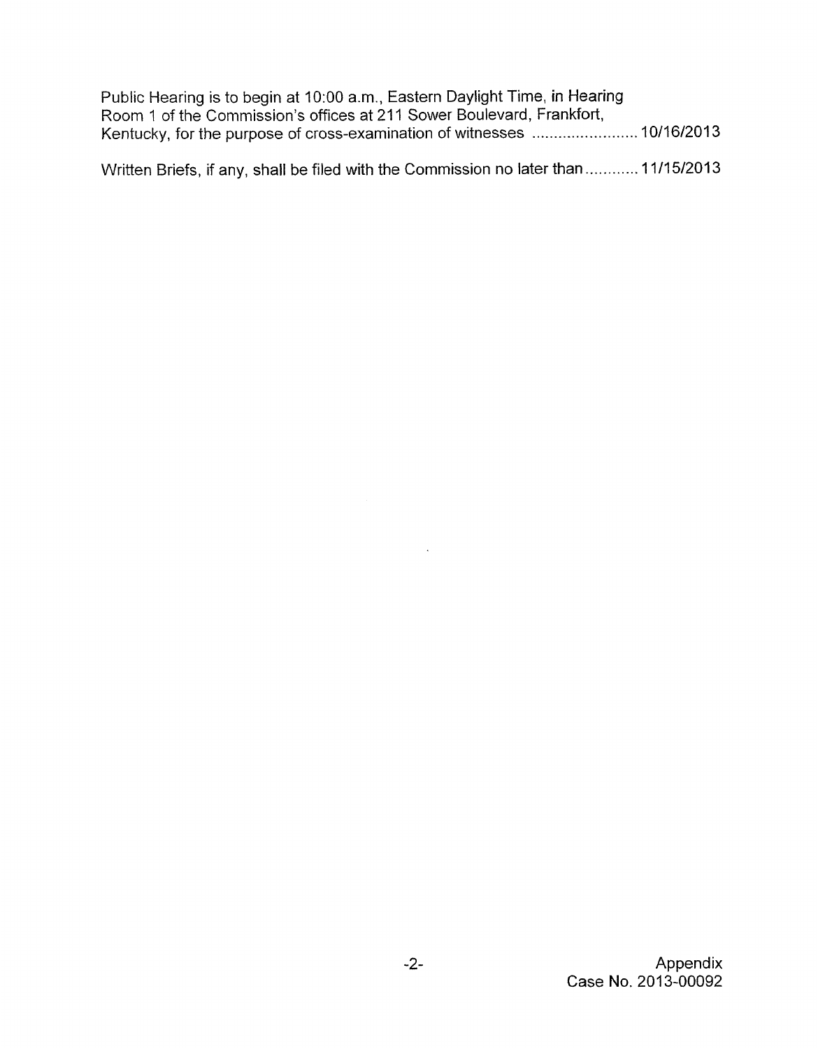Public Hearing is to begin at 10:00 a.m., Eastern Daylight Time, in Hearing Room 1 of the Commission's offices at 211 Sower Boulevard, Frankfort, Kentucky, for the purpose of cross-examination of witnesses ........................ 10/16/2013

Written Briefs, if any, shall be filed with the Commission no later than ............ 11/15/2013

Appendix
Case No. 2013-00092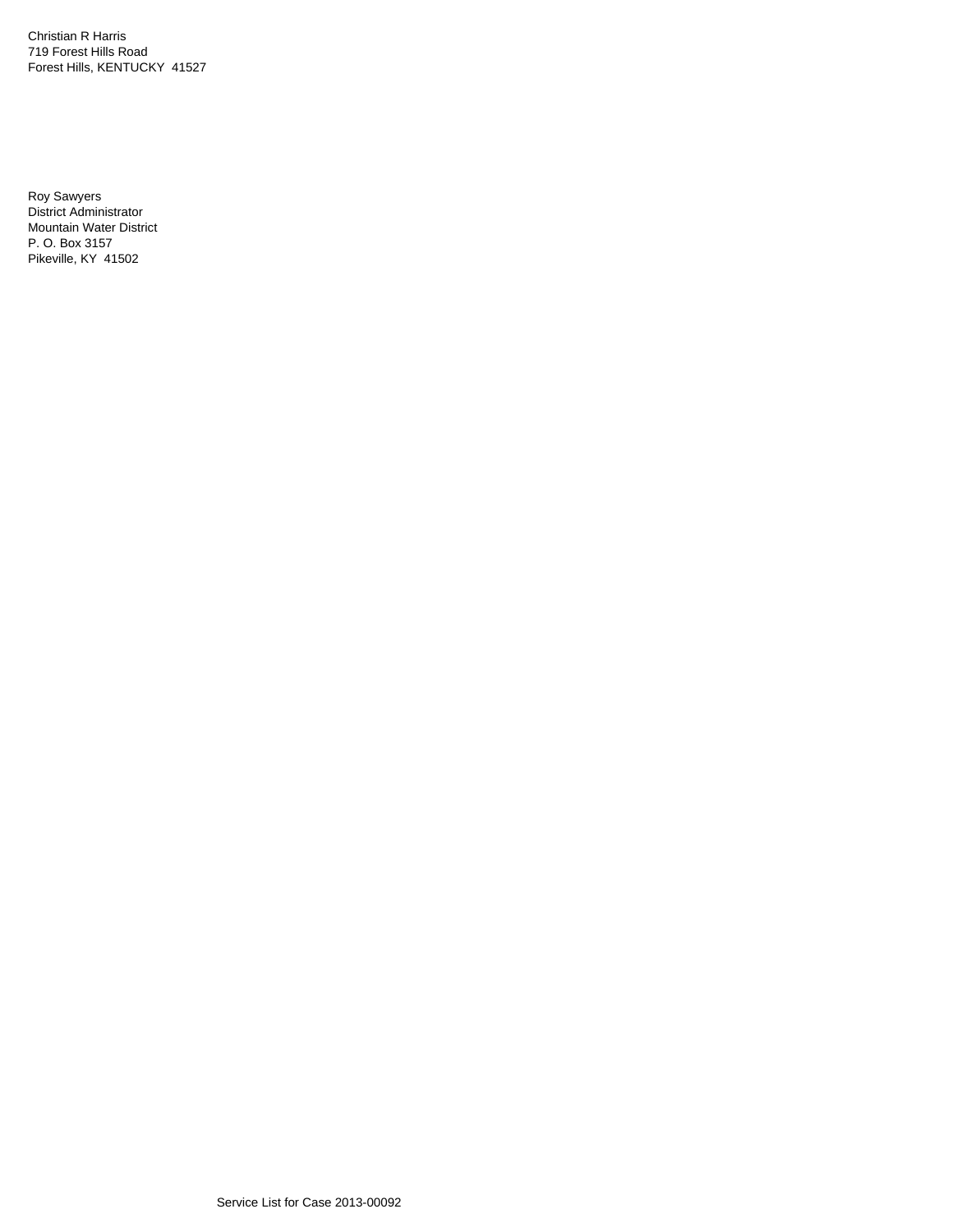Christian R Harris
719 Forest Hills Road
Forest Hills, KENTUCKY 41527

Roy Sawyers
District Administrator
Mountain Water District
P. O. Box 3157
Pikeville, KY 41502

Service List for Case 2013-00092